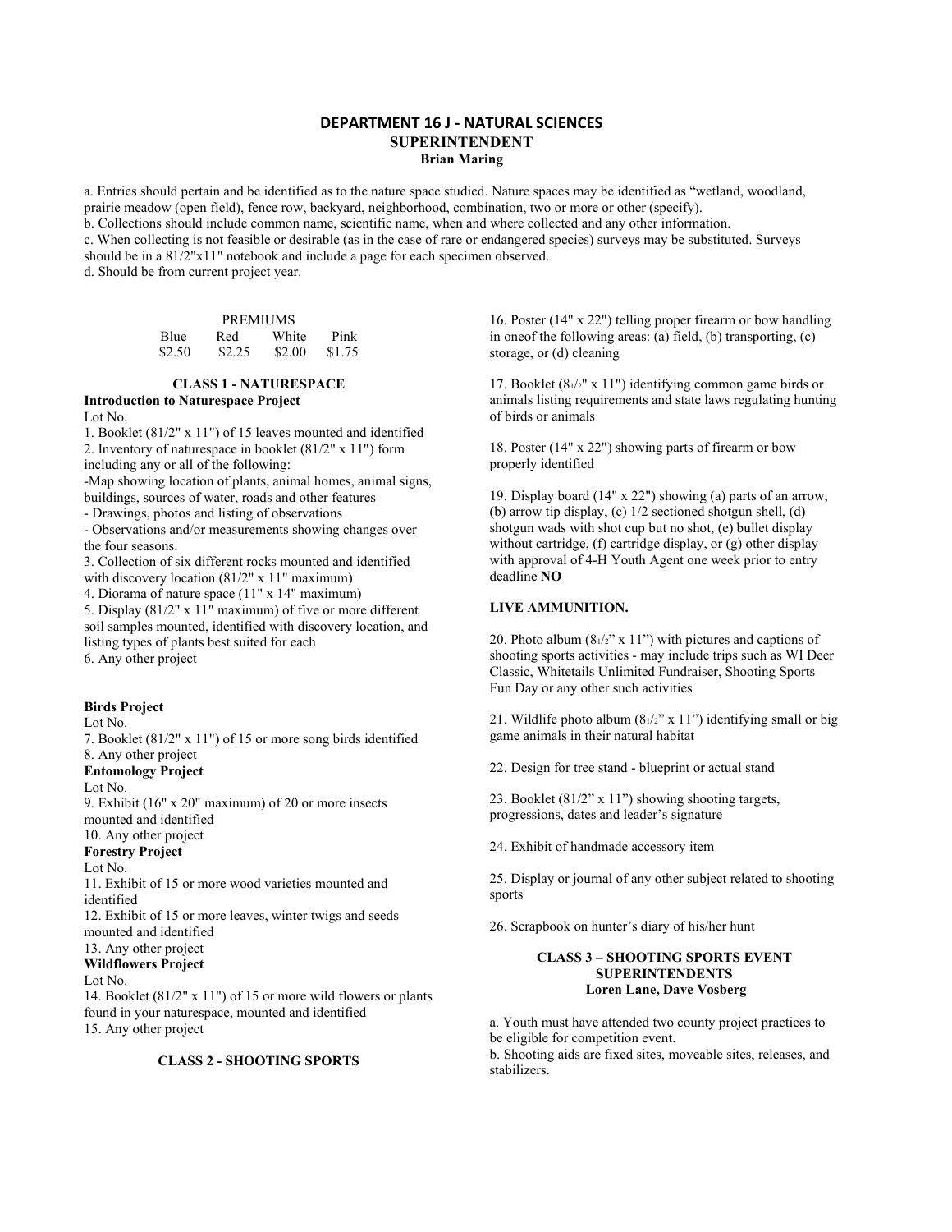# DEPARTMENT 16 J - NATURAL SCIENCES

**SUPERINTENDENT**

**Brian Maring**

a. Entries should pertain and be identified as to the nature space studied. Nature spaces may be identified as "wetland, woodland, prairie meadow (open field), fence row, backyard, neighborhood, combination, two or more or other (specify).
b. Collections should include common name, scientific name, when and where collected and any other information.
c. When collecting is not feasible or desirable (as in the case of rare or endangered species) surveys may be substituted. Surveys should be in a 81/2"x11" notebook and include a page for each specimen observed.
d. Should be from current project year.

PREMIUMS

| Blue | Red | White | Pink |
|---|---|---|---|
| $2.50 | $2.25 | $2.00 | $1.75 |

### CLASS 1 - NATURESPACE

**Introduction to Naturespace Project**

Lot No.

1. Booklet (81/2" x 11") of 15 leaves mounted and identified
2. Inventory of naturespace in booklet (81/2" x 11") form including any or all of the following:
   - Map showing location of plants, animal homes, animal signs, buildings, sources of water, roads and other features
   - Drawings, photos and listing of observations
   - Observations and/or measurements showing changes over the four seasons.
3. Collection of six different rocks mounted and identified with discovery location (81/2" x 11" maximum)
4. Diorama of nature space (11" x 14" maximum)
5. Display (81/2" x 11" maximum) of five or more different soil samples mounted, identified with discovery location, and listing types of plants best suited for each
6. Any other project

**Birds Project**

Lot No.

7. Booklet (81/2" x 11") of 15 or more song birds identified
8. Any other project

**Entomology Project**

Lot No.

9. Exhibit (16" x 20" maximum) of 20 or more insects mounted and identified
10. Any other project

**Forestry Project**

Lot No.

11. Exhibit of 15 or more wood varieties mounted and identified
12. Exhibit of 15 or more leaves, winter twigs and seeds mounted and identified
13. Any other project

**Wildflowers Project**

Lot No.

14. Booklet (81/2" x 11") of 15 or more wild flowers or plants found in your naturespace, mounted and identified
15. Any other project

### CLASS 2 - SHOOTING SPORTS

16. Poster (14" x 22") telling proper firearm or bow handling in oneof the following areas: (a) field, (b) transporting, (c) storage, or (d) cleaning
17. Booklet (81/2" x 11") identifying common game birds or animals listing requirements and state laws regulating hunting of birds or animals
18. Poster (14" x 22") showing parts of firearm or bow properly identified
19. Display board (14" x 22") showing (a) parts of an arrow, (b) arrow tip display, (c) 1/2 sectioned shotgun shell, (d) shotgun wads with shot cup but no shot, (e) bullet display without cartridge, (f) cartridge display, or (g) other display with approval of 4-H Youth Agent one week prior to entry deadline **NO**

**LIVE AMMUNITION.**

20. Photo album (81/2" x 11") with pictures and captions of shooting sports activities - may include trips such as WI Deer Classic, Whitetails Unlimited Fundraiser, Shooting Sports Fun Day or any other such activities
21. Wildlife photo album (81/2" x 11") identifying small or big game animals in their natural habitat
22. Design for tree stand - blueprint or actual stand
23. Booklet (81/2" x 11") showing shooting targets, progressions, dates and leader's signature
24. Exhibit of handmade accessory item
25. Display or journal of any other subject related to shooting sports
26. Scrapbook on hunter's diary of his/her hunt

### CLASS 3 – SHOOTING SPORTS EVENT

**SUPERINTENDENTS**

**Loren Lane, Dave Vosberg**

a. Youth must have attended two county project practices to be eligible for competition event.
b. Shooting aids are fixed sites, moveable sites, releases, and stabilizers.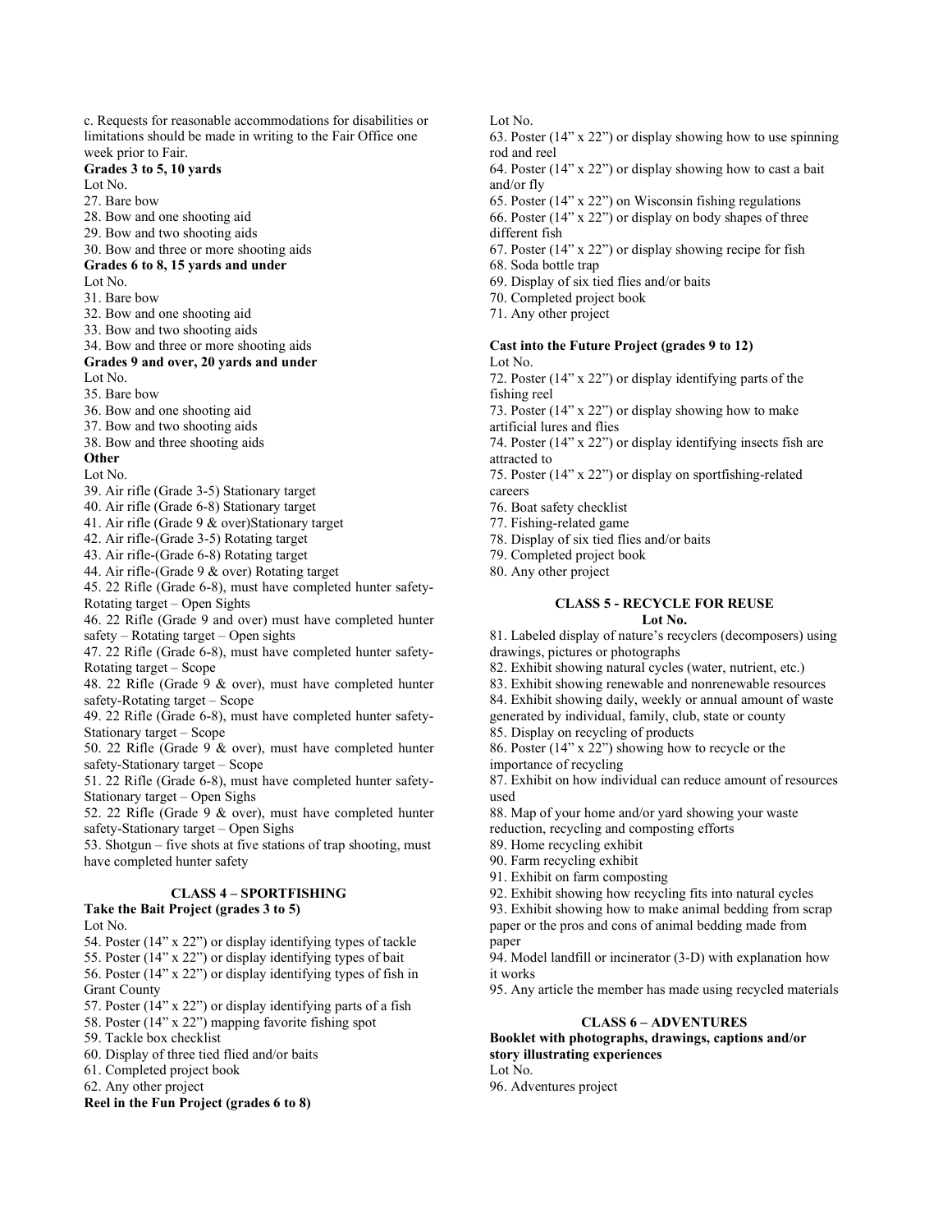c. Requests for reasonable accommodations for disabilities or limitations should be made in writing to the Fair Office one week prior to Fair.

**Grades 3 to 5, 10 yards**

Lot No.

27. Bare bow
28. Bow and one shooting aid
29. Bow and two shooting aids
30. Bow and three or more shooting aids

**Grades 6 to 8, 15 yards and under**

Lot No.

31. Bare bow
32. Bow and one shooting aid
33. Bow and two shooting aids
34. Bow and three or more shooting aids

**Grades 9 and over, 20 yards and under**

Lot No.

35. Bare bow
36. Bow and one shooting aid
37. Bow and two shooting aids
38. Bow and three shooting aids

**Other**

Lot No.

39. Air rifle (Grade 3-5) Stationary target
40. Air rifle (Grade 6-8) Stationary target
41. Air rifle (Grade 9 & over)Stationary target
42. Air rifle-(Grade 3-5) Rotating target
43. Air rifle-(Grade 6-8) Rotating target
44. Air rifle-(Grade 9 & over) Rotating target
45. 22 Rifle (Grade 6-8), must have completed hunter safety-Rotating target – Open Sights
46. 22 Rifle (Grade 9 and over) must have completed hunter safety – Rotating target – Open sights
47. 22 Rifle (Grade 6-8), must have completed hunter safety-Rotating target – Scope
48. 22 Rifle (Grade 9 & over), must have completed hunter safety-Rotating target – Scope
49. 22 Rifle (Grade 6-8), must have completed hunter safety-Stationary target – Scope
50. 22 Rifle (Grade 9 & over), must have completed hunter safety-Stationary target – Scope
51. 22 Rifle (Grade 6-8), must have completed hunter safety-Stationary target – Open Sighs
52. 22 Rifle (Grade 9 & over), must have completed hunter safety-Stationary target – Open Sighs
53. Shotgun – five shots at five stations of trap shooting, must have completed hunter safety

## CLASS 4 – SPORTFISHING

**Take the Bait Project (grades 3 to 5)**

Lot No.

54. Poster (14" x 22") or display identifying types of tackle
55. Poster (14" x 22") or display identifying types of bait
56. Poster (14" x 22") or display identifying types of fish in Grant County
57. Poster (14" x 22") or display identifying parts of a fish
58. Poster (14" x 22") mapping favorite fishing spot
59. Tackle box checklist
60. Display of three tied flied and/or baits
61. Completed project book
62. Any other project

**Reel in the Fun Project (grades 6 to 8)**

Lot No.

63. Poster (14" x 22") or display showing how to use spinning rod and reel
64. Poster (14" x 22") or display showing how to cast a bait and/or fly
65. Poster (14" x 22") on Wisconsin fishing regulations
66. Poster (14" x 22") or display on body shapes of three different fish
67. Poster (14" x 22") or display showing recipe for fish
68. Soda bottle trap
69. Display of six tied flies and/or baits
70. Completed project book
71. Any other project

**Cast into the Future Project (grades 9 to 12)**

Lot No.

72. Poster (14" x 22") or display identifying parts of the fishing reel
73. Poster (14" x 22") or display showing how to make artificial lures and flies
74. Poster (14" x 22") or display identifying insects fish are attracted to
75. Poster (14" x 22") or display on sportfishing-related careers
76. Boat safety checklist
77. Fishing-related game
78. Display of six tied flies and/or baits
79. Completed project book
80. Any other project

## CLASS 5 - RECYCLE FOR REUSE

**Lot No.**

81. Labeled display of nature's recyclers (decomposers) using drawings, pictures or photographs
82. Exhibit showing natural cycles (water, nutrient, etc.)
83. Exhibit showing renewable and nonrenewable resources
84. Exhibit showing daily, weekly or annual amount of waste generated by individual, family, club, state or county
85. Display on recycling of products
86. Poster (14" x 22") showing how to recycle or the importance of recycling
87. Exhibit on how individual can reduce amount of resources used
88. Map of your home and/or yard showing your waste reduction, recycling and composting efforts
89. Home recycling exhibit
90. Farm recycling exhibit
91. Exhibit on farm composting
92. Exhibit showing how recycling fits into natural cycles
93. Exhibit showing how to make animal bedding from scrap paper or the pros and cons of animal bedding made from paper
94. Model landfill or incinerator (3-D) with explanation how it works
95. Any article the member has made using recycled materials

## CLASS 6 – ADVENTURES

**Booklet with photographs, drawings, captions and/or story illustrating experiences**

Lot No.

96. Adventures project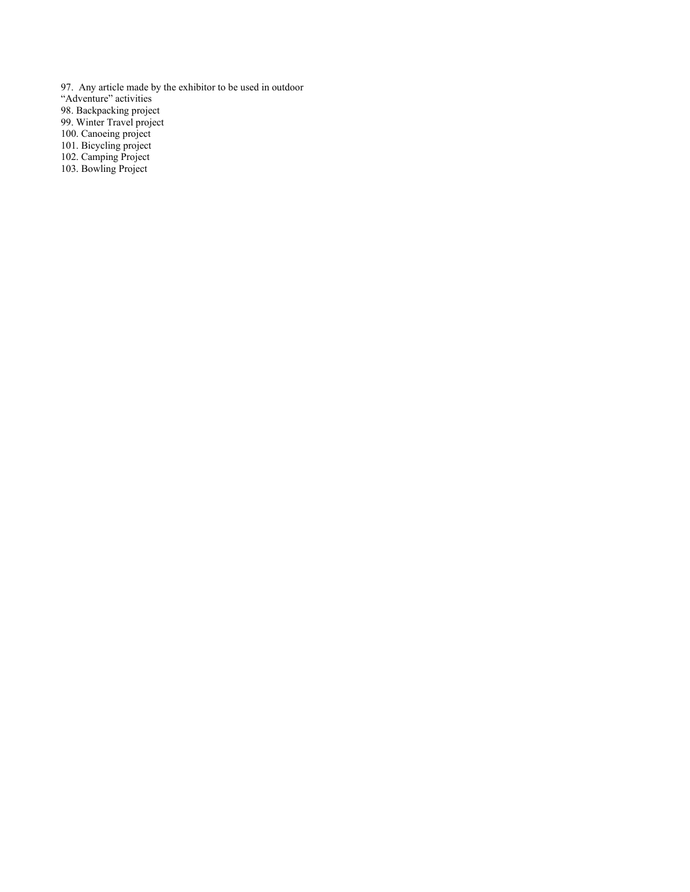97. Any article made by the exhibitor to be used in outdoor "Adventure" activities
98. Backpacking project
99. Winter Travel project
100. Canoeing project
101. Bicycling project
102. Camping Project
103. Bowling Project